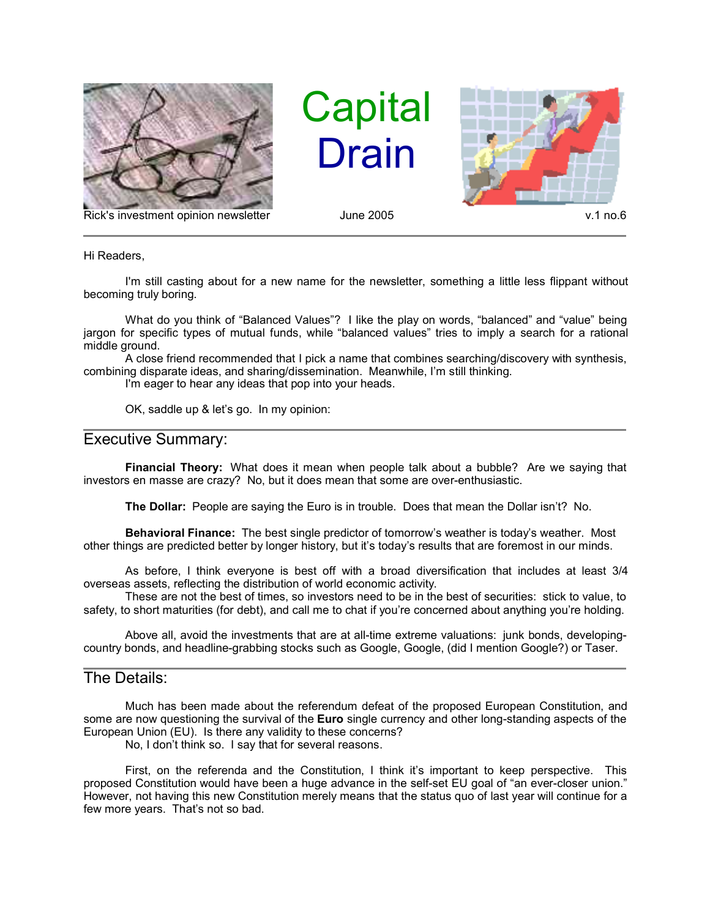# Capital Drain

Rick's investment opinion newsletter — June 2005 — v.1 no.6

---

Hi Readers,

I'm still casting about for a new name for the newsletter, something a little less flippant without becoming truly boring.

What do you think of "Balanced Values"? I like the play on words, "balanced" and "value" being jargon for specific types of mutual funds, while "balanced values" tries to imply a search for a rational middle ground.

A close friend recommended that I pick a name that combines searching/discovery with synthesis, combining disparate ideas, and sharing/dissemination. Meanwhile, I'm still thinking.

I'm eager to hear any ideas that pop into your heads.

OK, saddle up & let's go. In my opinion:

## Executive Summary:

**Financial Theory:** What does it mean when people talk about a bubble? Are we saying that investors en masse are crazy? No, but it does mean that some are over-enthusiastic.

**The Dollar:** People are saying the Euro is in trouble. Does that mean the Dollar isn't? No.

**Behavioral Finance:** The best single predictor of tomorrow's weather is today's weather. Most other things are predicted better by longer history, but it's today's results that are foremost in our minds.

As before, I think everyone is best off with a broad diversification that includes at least 3/4 overseas assets, reflecting the distribution of world economic activity.

These are not the best of times, so investors need to be in the best of securities: stick to value, to safety, to short maturities (for debt), and call me to chat if you're concerned about anything you're holding.

Above all, avoid the investments that are at all-time extreme valuations: junk bonds, developing-country bonds, and headline-grabbing stocks such as Google, Google, (did I mention Google?) or Taser.

## The Details:

Much has been made about the referendum defeat of the proposed European Constitution, and some are now questioning the survival of the **Euro** single currency and other long-standing aspects of the European Union (EU). Is there any validity to these concerns?

No, I don't think so. I say that for several reasons.

First, on the referenda and the Constitution, I think it's important to keep perspective. This proposed Constitution would have been a huge advance in the self-set EU goal of "an ever-closer union." However, not having this new Constitution merely means that the status quo of last year will continue for a few more years. That's not so bad.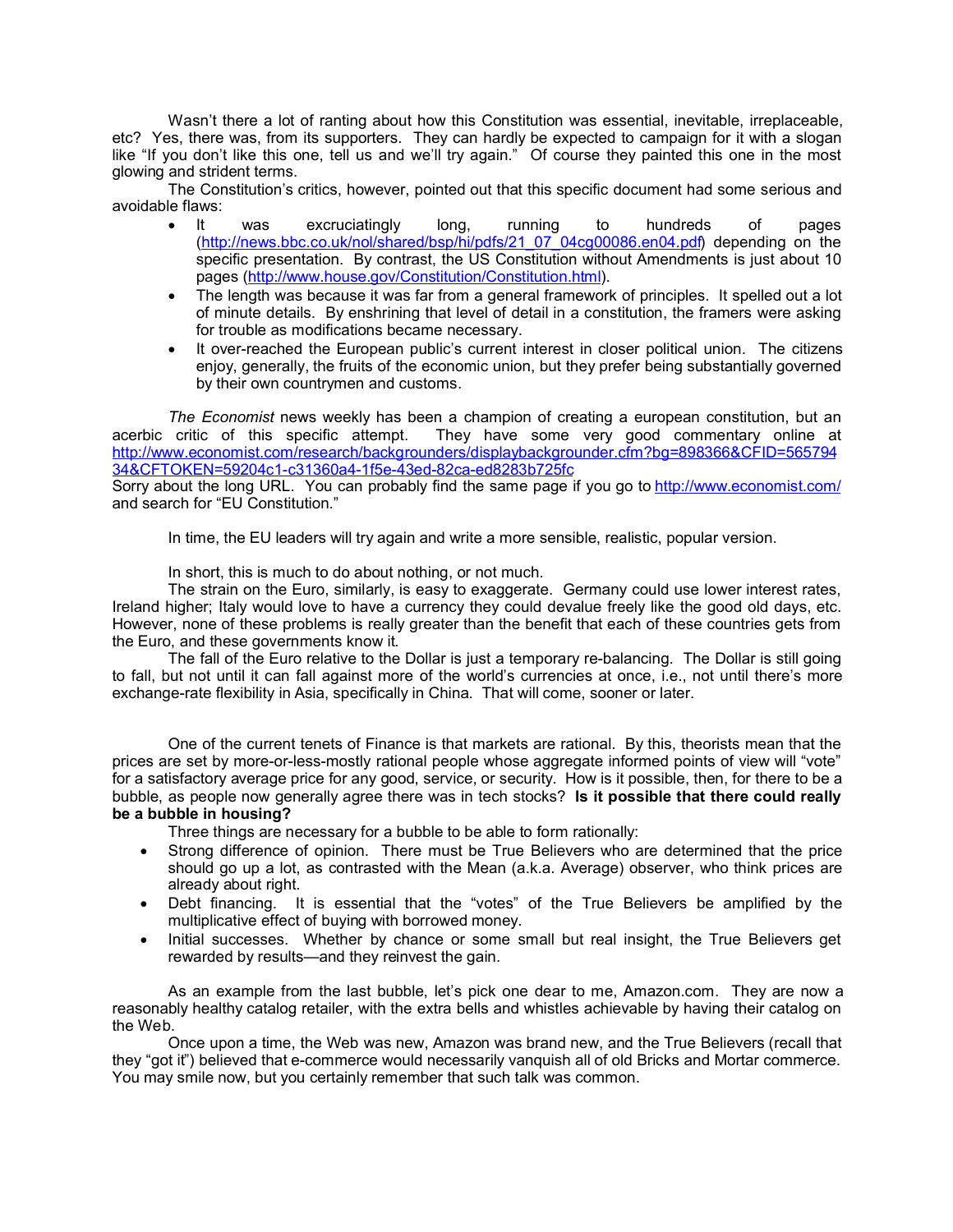Wasn't there a lot of ranting about how this Constitution was essential, inevitable, irreplaceable, etc? Yes, there was, from its supporters. They can hardly be expected to campaign for it with a slogan like "If you don't like this one, tell us and we'll try again." Of course they painted this one in the most glowing and strident terms.

The Constitution's critics, however, pointed out that this specific document had some serious and avoidable flaws:

- It was excruciatingly long, running to hundreds of pages (http://news.bbc.co.uk/nol/shared/bsp/hi/pdfs/21_07_04cg00086.en04.pdf) depending on the specific presentation. By contrast, the US Constitution without Amendments is just about 10 pages (http://www.house.gov/Constitution/Constitution.html).
- The length was because it was far from a general framework of principles. It spelled out a lot of minute details. By enshrining that level of detail in a constitution, the framers were asking for trouble as modifications became necessary.
- It over-reached the European public's current interest in closer political union. The citizens enjoy, generally, the fruits of the economic union, but they prefer being substantially governed by their own countrymen and customs.

*The Economist* news weekly has been a champion of creating a european constitution, but an acerbic critic of this specific attempt. They have some very good commentary online at http://www.economist.com/research/backgrounders/displaybackgrounder.cfm?bg=898366&CFID=56579434&CFTOKEN=59204c1-c31360a4-1f5e-43ed-82ca-ed8283b725fc
Sorry about the long URL. You can probably find the same page if you go to http://www.economist.com/ and search for "EU Constitution."

In time, the EU leaders will try again and write a more sensible, realistic, popular version.

In short, this is much to do about nothing, or not much.

The strain on the Euro, similarly, is easy to exaggerate. Germany could use lower interest rates, Ireland higher; Italy would love to have a currency they could devalue freely like the good old days, etc. However, none of these problems is really greater than the benefit that each of these countries gets from the Euro, and these governments know it.

The fall of the Euro relative to the Dollar is just a temporary re-balancing. The Dollar is still going to fall, but not until it can fall against more of the world's currencies at once, i.e., not until there's more exchange-rate flexibility in Asia, specifically in China. That will come, sooner or later.

One of the current tenets of Finance is that markets are rational. By this, theorists mean that the prices are set by more-or-less-mostly rational people whose aggregate informed points of view will "vote" for a satisfactory average price for any good, service, or security. How is it possible, then, for there to be a bubble, as people now generally agree there was in tech stocks? **Is it possible that there could really be a bubble in housing?**

Three things are necessary for a bubble to be able to form rationally:

- Strong difference of opinion. There must be True Believers who are determined that the price should go up a lot, as contrasted with the Mean (a.k.a. Average) observer, who think prices are already about right.
- Debt financing. It is essential that the "votes" of the True Believers be amplified by the multiplicative effect of buying with borrowed money.
- Initial successes. Whether by chance or some small but real insight, the True Believers get rewarded by results—and they reinvest the gain.

As an example from the last bubble, let's pick one dear to me, Amazon.com. They are now a reasonably healthy catalog retailer, with the extra bells and whistles achievable by having their catalog on the Web.

Once upon a time, the Web was new, Amazon was brand new, and the True Believers (recall that they "got it") believed that e-commerce would necessarily vanquish all of old Bricks and Mortar commerce. You may smile now, but you certainly remember that such talk was common.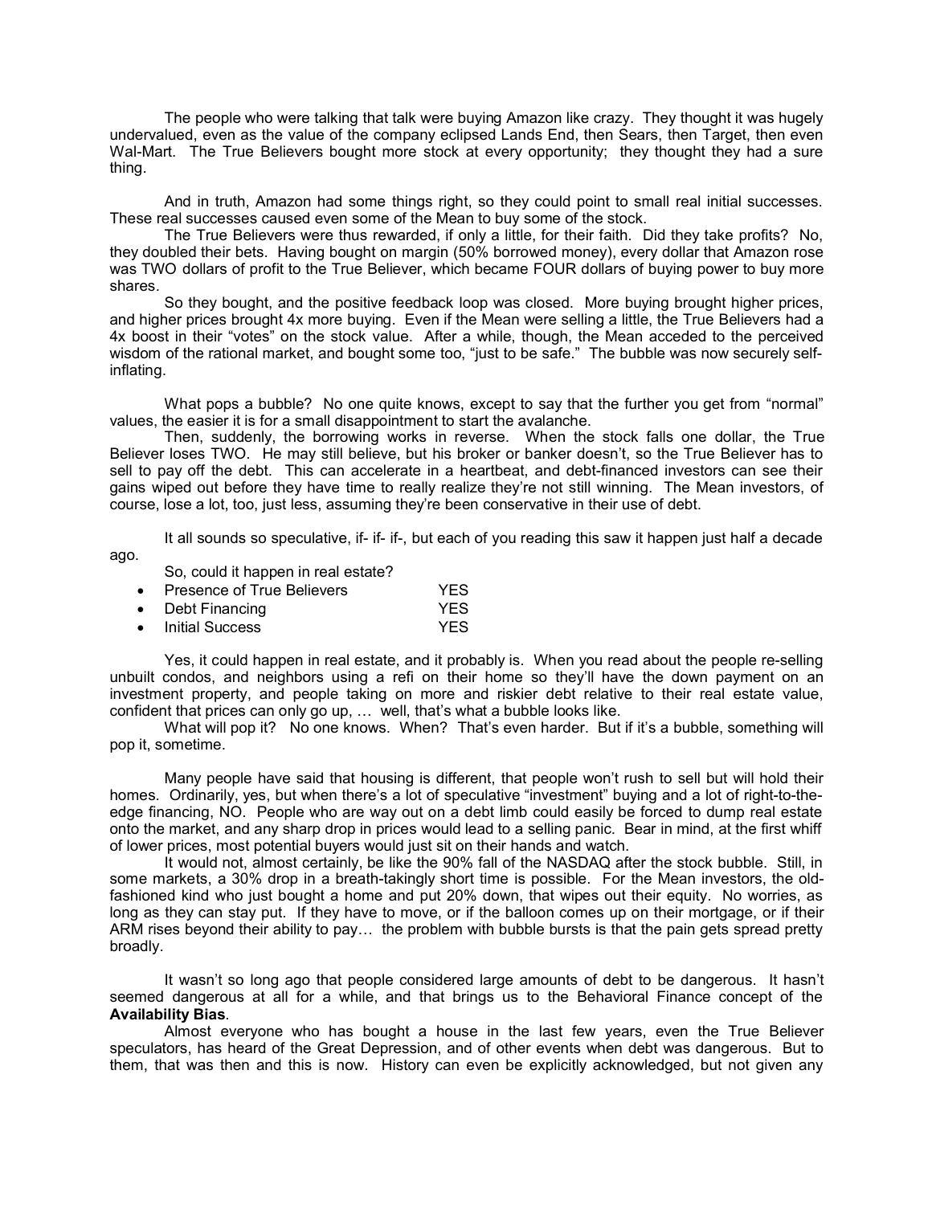The people who were talking that talk were buying Amazon like crazy. They thought it was hugely undervalued, even as the value of the company eclipsed Lands End, then Sears, then Target, then even Wal-Mart. The True Believers bought more stock at every opportunity; they thought they had a sure thing.

And in truth, Amazon had some things right, so they could point to small real initial successes. These real successes caused even some of the Mean to buy some of the stock.

The True Believers were thus rewarded, if only a little, for their faith. Did they take profits? No, they doubled their bets. Having bought on margin (50% borrowed money), every dollar that Amazon rose was TWO dollars of profit to the True Believer, which became FOUR dollars of buying power to buy more shares.

So they bought, and the positive feedback loop was closed. More buying brought higher prices, and higher prices brought 4x more buying. Even if the Mean were selling a little, the True Believers had a 4x boost in their "votes" on the stock value. After a while, though, the Mean acceded to the perceived wisdom of the rational market, and bought some too, "just to be safe." The bubble was now securely self-inflating.

What pops a bubble? No one quite knows, except to say that the further you get from "normal" values, the easier it is for a small disappointment to start the avalanche.

Then, suddenly, the borrowing works in reverse. When the stock falls one dollar, the True Believer loses TWO. He may still believe, but his broker or banker doesn't, so the True Believer has to sell to pay off the debt. This can accelerate in a heartbeat, and debt-financed investors can see their gains wiped out before they have time to really realize they're not still winning. The Mean investors, of course, lose a lot, too, just less, assuming they're been conservative in their use of debt.

It all sounds so speculative, if- if- if-, but each of you reading this saw it happen just half a decade ago.

So, could it happen in real estate?

- Presence of True Believers YES
- Debt Financing YES
- Initial Success YES

Yes, it could happen in real estate, and it probably is. When you read about the people re-selling unbuilt condos, and neighbors using a refi on their home so they'll have the down payment on an investment property, and people taking on more and riskier debt relative to their real estate value, confident that prices can only go up, … well, that's what a bubble looks like.

What will pop it? No one knows. When? That's even harder. But if it's a bubble, something will pop it, sometime.

Many people have said that housing is different, that people won't rush to sell but will hold their homes. Ordinarily, yes, but when there's a lot of speculative "investment" buying and a lot of right-to-the-edge financing, NO. People who are way out on a debt limb could easily be forced to dump real estate onto the market, and any sharp drop in prices would lead to a selling panic. Bear in mind, at the first whiff of lower prices, most potential buyers would just sit on their hands and watch.

It would not, almost certainly, be like the 90% fall of the NASDAQ after the stock bubble. Still, in some markets, a 30% drop in a breath-takingly short time is possible. For the Mean investors, the old-fashioned kind who just bought a home and put 20% down, that wipes out their equity. No worries, as long as they can stay put. If they have to move, or if the balloon comes up on their mortgage, or if their ARM rises beyond their ability to pay… the problem with bubble bursts is that the pain gets spread pretty broadly.

It wasn't so long ago that people considered large amounts of debt to be dangerous. It hasn't seemed dangerous at all for a while, and that brings us to the Behavioral Finance concept of the **Availability Bias**.

Almost everyone who has bought a house in the last few years, even the True Believer speculators, has heard of the Great Depression, and of other events when debt was dangerous. But to them, that was then and this is now. History can even be explicitly acknowledged, but not given any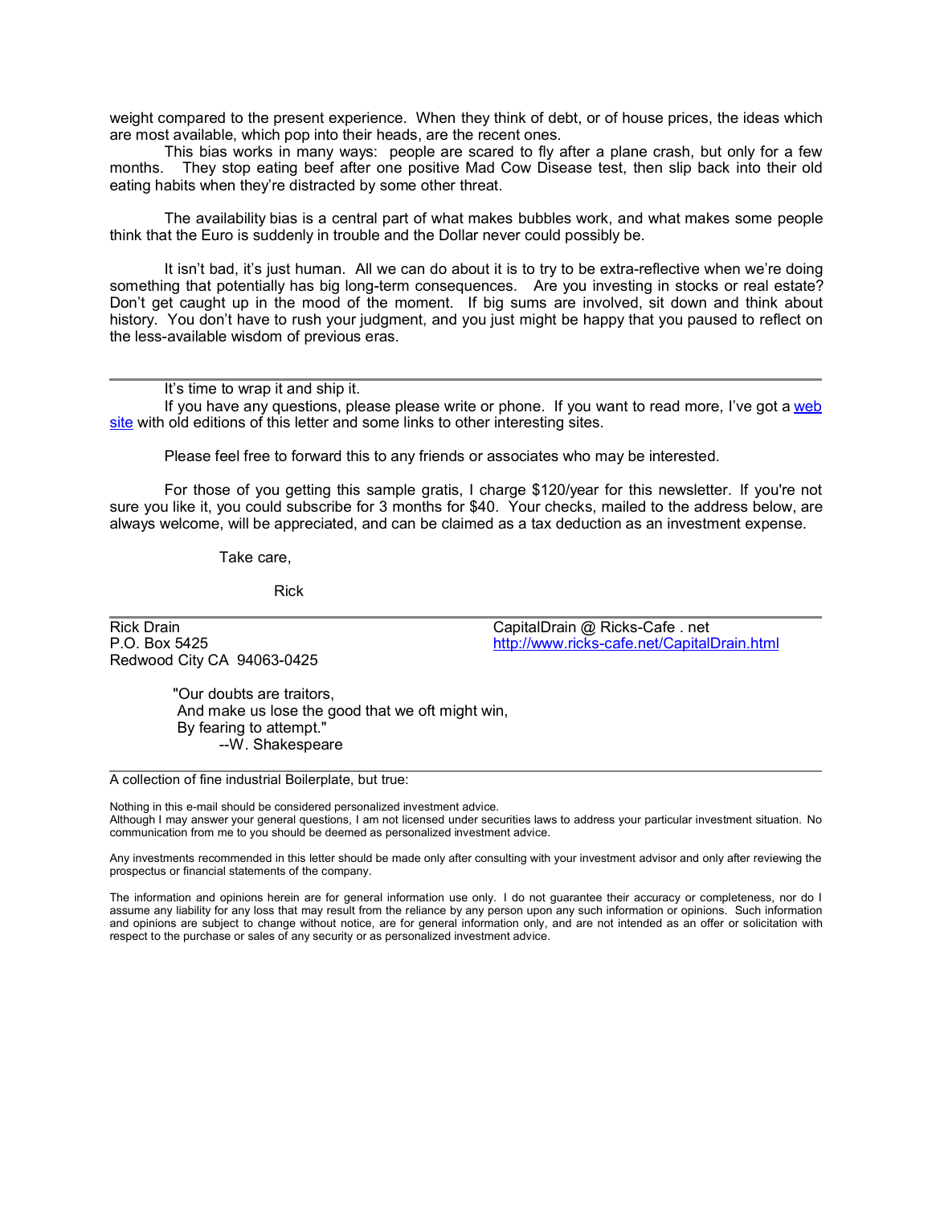weight compared to the present experience. When they think of debt, or of house prices, the ideas which are most available, which pop into their heads, are the recent ones.

This bias works in many ways: people are scared to fly after a plane crash, but only for a few months. They stop eating beef after one positive Mad Cow Disease test, then slip back into their old eating habits when they're distracted by some other threat.

The availability bias is a central part of what makes bubbles work, and what makes some people think that the Euro is suddenly in trouble and the Dollar never could possibly be.

It isn't bad, it's just human. All we can do about it is to try to be extra-reflective when we're doing something that potentially has big long-term consequences. Are you investing in stocks or real estate? Don't get caught up in the mood of the moment. If big sums are involved, sit down and think about history. You don't have to rush your judgment, and you just might be happy that you paused to reflect on the less-available wisdom of previous eras.

---

It's time to wrap it and ship it.

If you have any questions, please please write or phone. If you want to read more, I've got a web site with old editions of this letter and some links to other interesting sites.

Please feel free to forward this to any friends or associates who may be interested.

For those of you getting this sample gratis, I charge $120/year for this newsletter. If you're not sure you like it, you could subscribe for 3 months for $40. Your checks, mailed to the address below, are always welcome, will be appreciated, and can be claimed as a tax deduction as an investment expense.

Take care,

Rick

---

Rick Drain
P.O. Box 5425
Redwood City CA 94063-0425

CapitalDrain @ Ricks-Cafe . net
http://www.ricks-cafe.net/CapitalDrain.html

"Our doubts are traitors,
And make us lose the good that we oft might win,
By fearing to attempt."
--W. Shakespeare

---

A collection of fine industrial Boilerplate, but true:

Nothing in this e-mail should be considered personalized investment advice.
Although I may answer your general questions, I am not licensed under securities laws to address your particular investment situation. No communication from me to you should be deemed as personalized investment advice.

Any investments recommended in this letter should be made only after consulting with your investment advisor and only after reviewing the prospectus or financial statements of the company.

The information and opinions herein are for general information use only. I do not guarantee their accuracy or completeness, nor do I assume any liability for any loss that may result from the reliance by any person upon any such information or opinions. Such information and opinions are subject to change without notice, are for general information only, and are not intended as an offer or solicitation with respect to the purchase or sales of any security or as personalized investment advice.